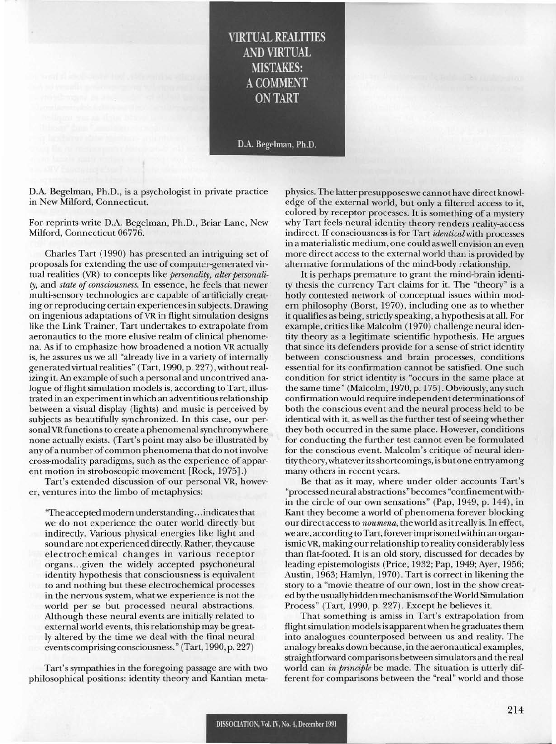# VIRTUAL REALITIES AND VIRTUAL MISTAKES: A COMMENT ON TART

D.A. Begelman, Ph.D.

D.A. Begelman, Ph.D., is a psychologist in private practice in New Milford, Connecticut.

For reprints write D.A. Begelman, Ph.D., Briar Lane, New Milford, Connecticut 06776.

Charles Tart (1990) has presented an intriguing set of proposals for extending the use of computer-generated virtual realities (VR) to concepts like *personality, alter personality,* and *state of consciousness.* In essence, he feels that newer multi-sensory technologies are capable of artificially creating or reproducing certain experiences in subjects. Drawing on ingenious adaptations of VR in flight simulation designs like the Link Trainer, Tart undertakes to extrapolate from aeronautics to the more elusive realm of clinical phenomena. As if to emphasize how broadened a notion VR actually is, he assures us we all "already live in a variety of internally generated virtual realities" (Tart, 1990, p. 227), without realizing it. An example of such a personal and uncontrived analogue of flight simulation models is, according to Tart, illustrated in an experiment in which an adventitious relationship between a visual display (lights) and music is perceived by subjects as beautifully synchronized. In this case, our personal VR functions to create a phenomenal synchrony where none actually exists. (Tart's point may also be illustrated by any of a number of common phenomena that do not involve cross-modality paradigms, such as the experience of apparent motion in stroboscopic movement [Rock, 1975].)

Tart's extended discussion of our personal VR, however, ventures into the limbo of metaphysics:

> "The accepted modern understanding...indicates that we do not experience the outer world directly but indirectly. Various physical energies like light and sound are not experienced directly. Rather, they cause electrochemical changes in various receptor organs...given the widely accepted psychoneural identity hypothesis that consciousness is equivalent to and nothing but these electrochemical processes in the nervous system, what we experience is not the world per se but processed neural abstractions. Although these neural events are initially related to external world events, this relationship may be greatly altered by the time we deal with the final neural events comprising consciousness." (Tart, 1990, p. 227)

Tart's sympathies in the foregoing passage are with two philosophical positions: identity theory and Kantian metaphysics. The latter presupposes we cannot have direct knowledge of the external world, but only a filtered access to it, colored by receptor processes. It is something of a mystery why Tart feels neural identity theory renders reality-access indirect. If consciousness is for Tart *identical* with processes in a materialistic medium, one could as well envision an even more direct access to the external world than is provided by alternative formulations of the mind-body relationship.

It is perhaps premature to grant the mind-brain identity thesis the currency Tart claims for it. The "theory" is a hotly contested network of conceptual issues within modern philosophy (Borst, 1970), including one as to whether it qualifies as being, strictly speaking, a hypothesis at all. For example, critics like Malcolm (1970) challenge neural identity theory as a legitimate scientific hypothesis. He argues that since its defenders provide for a sense of strict identity between consciousness and brain processes, conditions essential for its confirmation cannot be satisfied. One such condition for strict identity is "occurs in the same place at the same time" (Malcolm, 1970, p. 175). Obviously, any such confirmation would require independent determinations of both the conscious event and the neural process held to be identical with it, as well as the further test of seeing whether they both occurred in the same place. However, conditions for conducting the further test cannot even be formulated for the conscious event. Malcolm's critique of neural identity theory, whatever its shortcomings, is but one entry among many others in recent years.

Be that as it may, where under older accounts Tart's "processed neural abstractions" becomes "confinement within the circle of our own sensations" (Pap, 1949, p. 144), in Kant they become a world of phenomena forever blocking our direct access to *noumena,* the world as it really is. In effect, we are, according to Tart, forever imprisoned within an organismic VR, making our relationship to reality considerably less than flat-footed. It is an old story, discussed for decades by leading epistemologists (Price, 1932; Pap, 1949; Ayer, 1956; Austin, 1963; Hamlyn, 1970). Tart is correct in likening the story to a "movie theatre of our own, lost in the show created by the usually hidden mechanisms of the World Simulation Process" (Tart, 1990, p. 227). Except he believes it.

That something is amiss in Tart's extrapolation from flight simulation models is apparent when he graduates them into analogues counterposed between us and reality. The analogy breaks down because, in the aeronautical examples, straightforward comparisons between simulators and the real world can *in principle* be made. The situation is utterly different for comparisons between the "real" world and those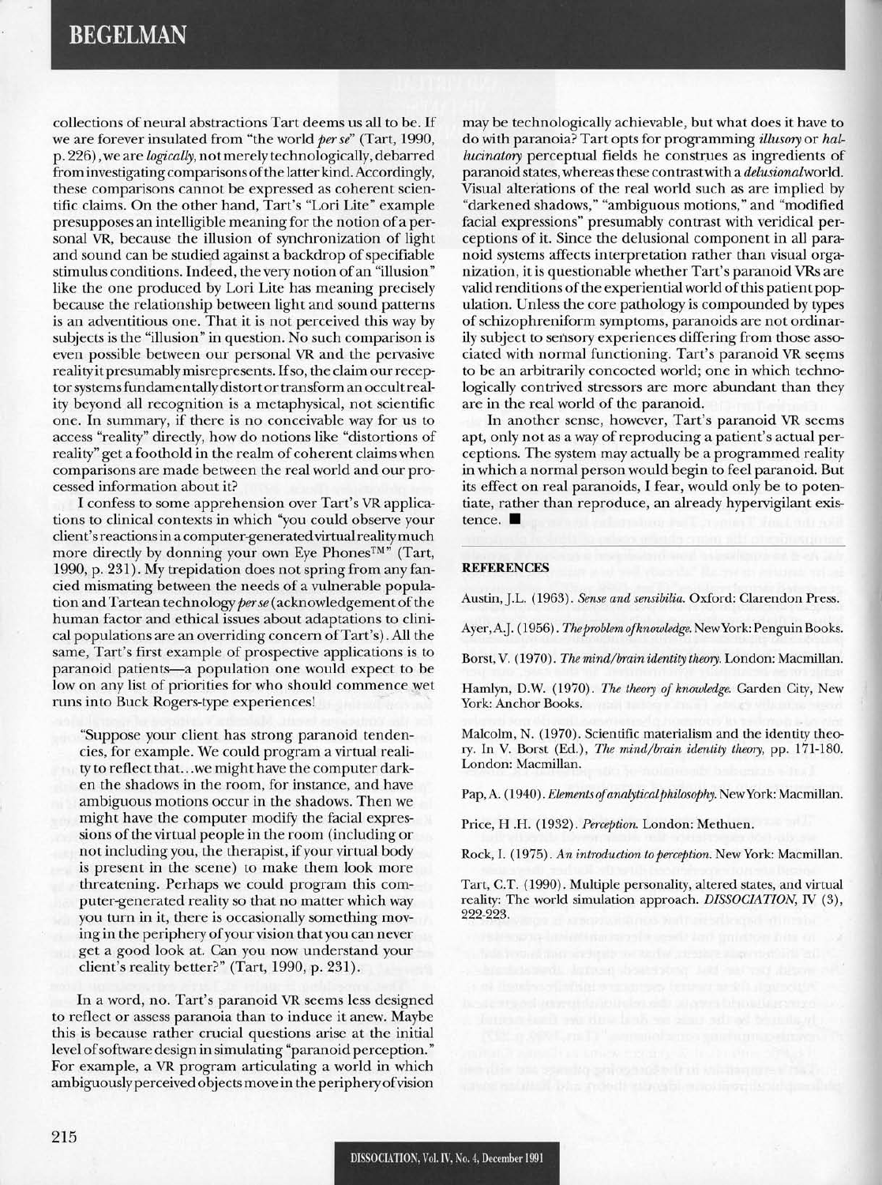collections of neural abstractions Tart deems us all to be. If we are forever insulated from "the world *per se*" (Tart, 1990, p. 226), we are *logically*, not merely technologically, debarred from investigating comparisons of the latter kind. Accordingly, these comparisons cannot be expressed as coherent scientific claims. On the other hand, Tart's "Lori Lite" example presupposes an intelligible meaning for the notion of a personal VR, because the illusion of synchronization of light and sound can be studied against a backdrop of specifiable stimulus conditions. Indeed, the very notion of an "illusion" like the one produced by Lori Lite has meaning precisely because the relationship between light and sound patterns is an adventitious one. That it is not perceived this way by subjects is the "illusion" in question. No such comparison is even possible between our personal VR and the pervasive reality it presumably misrepresents. If so, the claim our receptor systems fundamentally distort or transform an occult reality beyond all recognition is a metaphysical, not scientific one. In summary, if there is no conceivable way for us to access "reality" directly, how do notions like "distortions of reality" get a foothold in the realm of coherent claims when comparisons are made between the real world and our processed information about it?

I confess to some apprehension over Tart's VR applications to clinical contexts in which "you could observe your client's reactions in a computer-generated virtual reality much more directly by donning your own Eye Phones™" (Tart, 1990, p. 231). My trepidation does not spring from any fancied mismating between the needs of a vulnerable population and Tartean technology *per se* (acknowledgement of the human factor and ethical issues about adaptations to clinical populations are an overriding concern of Tart's). All the same, Tart's first example of prospective applications is to paranoid patients—a population one would expect to be low on any list of priorities for who should commence wet runs into Buck Rogers-type experiences!

> "Suppose your client has strong paranoid tendencies, for example. We could program a virtual reality to reflect that...we might have the computer darken the shadows in the room, for instance, and have ambiguous motions occur in the shadows. Then we might have the computer modify the facial expressions of the virtual people in the room (including or not including you, the therapist, if your virtual body is present in the scene) to make them look more threatening. Perhaps we could program this computer-generated reality so that no matter which way you turn in it, there is occasionally something moving in the periphery of your vision that you can never get a good look at. Can you now understand your client's reality better?" (Tart, 1990, p. 231).

In a word, no. Tart's paranoid VR seems less designed to reflect or assess paranoia than to induce it anew. Maybe this is because rather crucial questions arise at the initial level of software design in simulating "paranoid perception." For example, a VR program articulating a world in which ambiguously perceived objects move in the periphery of vision may be technologically achievable, but what does it have to do with paranoia? Tart opts for programming *illusory* or *hallucinatory* perceptual fields he construes as ingredients of paranoid states, whereas these contrast with a *delusional* world. Visual alterations of the real world such as are implied by "darkened shadows," "ambiguous motions," and "modified facial expressions" presumably contrast with veridical perceptions of it. Since the delusional component in all paranoid systems affects interpretation rather than visual organization, it is questionable whether Tart's paranoid VRs are valid renditions of the experiential world of this patient population. Unless the core pathology is compounded by types of schizophreniform symptoms, paranoids are not ordinarily subject to sensory experiences differing from those associated with normal functioning. Tart's paranoid VR seems to be an arbitrarily concocted world; one in which technologically contrived stressors are more abundant than they are in the real world of the paranoid.

In another sense, however, Tart's paranoid VR seems apt, only not as a way of reproducing a patient's actual perceptions. The system may actually be a programmed reality in which a normal person would begin to feel paranoid. But its effect on real paranoids, I fear, would only be to potentiate, rather than reproduce, an already hypervigilant existence. ■

## REFERENCES

Austin, J.L. (1963). *Sense and sensibilia*. Oxford: Clarendon Press.

Ayer, A.J. (1956). *The problem of knowledge*. New York: Penguin Books.

Borst, V. (1970). *The mind/brain identity theory*. London: Macmillan.

Hamlyn, D.W. (1970). *The theory of knowledge*. Garden City, New York: Anchor Books.

Malcolm, N. (1970). Scientific materialism and the identity theory. In V. Borst (Ed.), *The mind/brain identity theory*, pp. 171-180. London: Macmillan.

Pap, A. (1940). *Elements of analytical philosophy*. New York: Macmillan.

Price, H .H. (1932). *Perception*. London: Methuen.

Rock, I. (1975). *An introduction to perception*. New York: Macmillan.

Tart, C.T. (1990). Multiple personality, altered states, and virtual reality: The world simulation approach. *DISSOCIATION*, IV (3), 222-223.